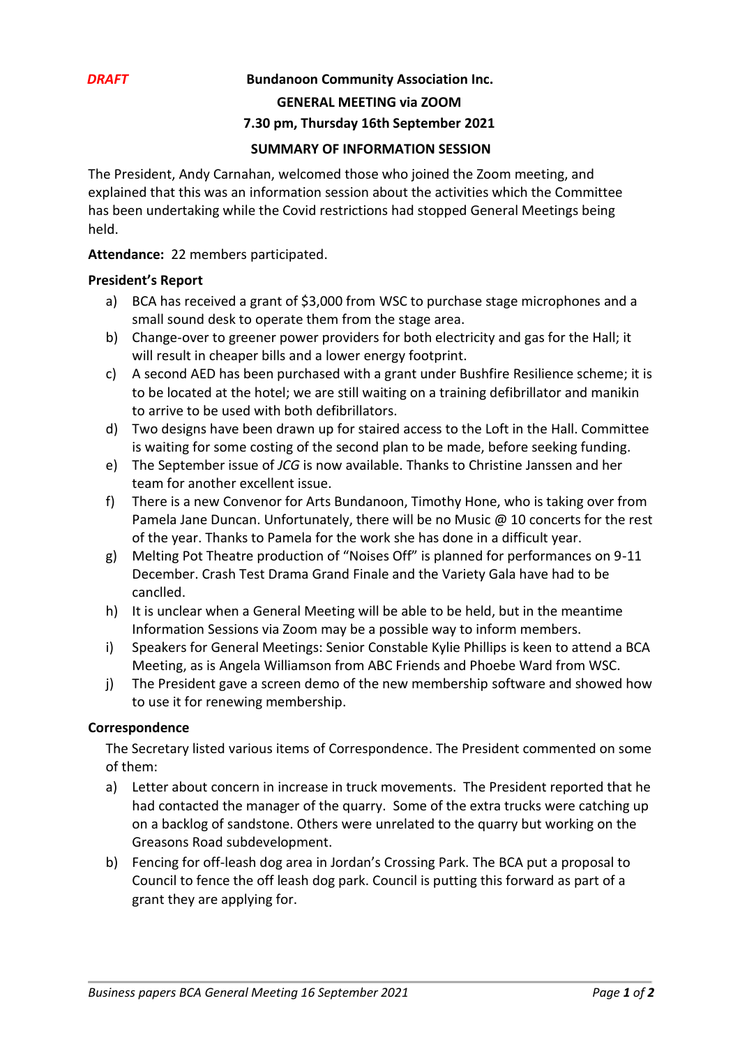*DRAFT*

**Bundanoon Community Association Inc.**

**GENERAL MEETING via ZOOM**

**7.30 pm, Thursday 16th September 2021**

**SUMMARY OF INFORMATION SESSION**

The President, Andy Carnahan, welcomed those who joined the Zoom meeting, and explained that this was an information session about the activities which the Committee has been undertaking while the Covid restrictions had stopped General Meetings being held.

**Attendance:** 22 members participated.

**President's Report**

a) BCA has received a grant of $3,000 from WSC to purchase stage microphones and a small sound desk to operate them from the stage area.
b) Change-over to greener power providers for both electricity and gas for the Hall; it will result in cheaper bills and a lower energy footprint.
c) A second AED has been purchased with a grant under Bushfire Resilience scheme; it is to be located at the hotel; we are still waiting on a training defibrillator and manikin to arrive to be used with both defibrillators.
d) Two designs have been drawn up for staired access to the Loft in the Hall. Committee is waiting for some costing of the second plan to be made, before seeking funding.
e) The September issue of *JCG* is now available. Thanks to Christine Janssen and her team for another excellent issue.
f) There is a new Convenor for Arts Bundanoon, Timothy Hone, who is taking over from Pamela Jane Duncan. Unfortunately, there will be no Music @ 10 concerts for the rest of the year. Thanks to Pamela for the work she has done in a difficult year.
g) Melting Pot Theatre production of "Noises Off" is planned for performances on 9-11 December. Crash Test Drama Grand Finale and the Variety Gala have had to be canclled.
h) It is unclear when a General Meeting will be able to be held, but in the meantime Information Sessions via Zoom may be a possible way to inform members.
i) Speakers for General Meetings: Senior Constable Kylie Phillips is keen to attend a BCA Meeting, as is Angela Williamson from ABC Friends and Phoebe Ward from WSC.
j) The President gave a screen demo of the new membership software and showed how to use it for renewing membership.

**Correspondence**

The Secretary listed various items of Correspondence. The President commented on some of them:

a) Letter about concern in increase in truck movements. The President reported that he had contacted the manager of the quarry. Some of the extra trucks were catching up on a backlog of sandstone. Others were unrelated to the quarry but working on the Greasons Road subdevelopment.
b) Fencing for off-leash dog area in Jordan's Crossing Park. The BCA put a proposal to Council to fence the off leash dog park. Council is putting this forward as part of a grant they are applying for.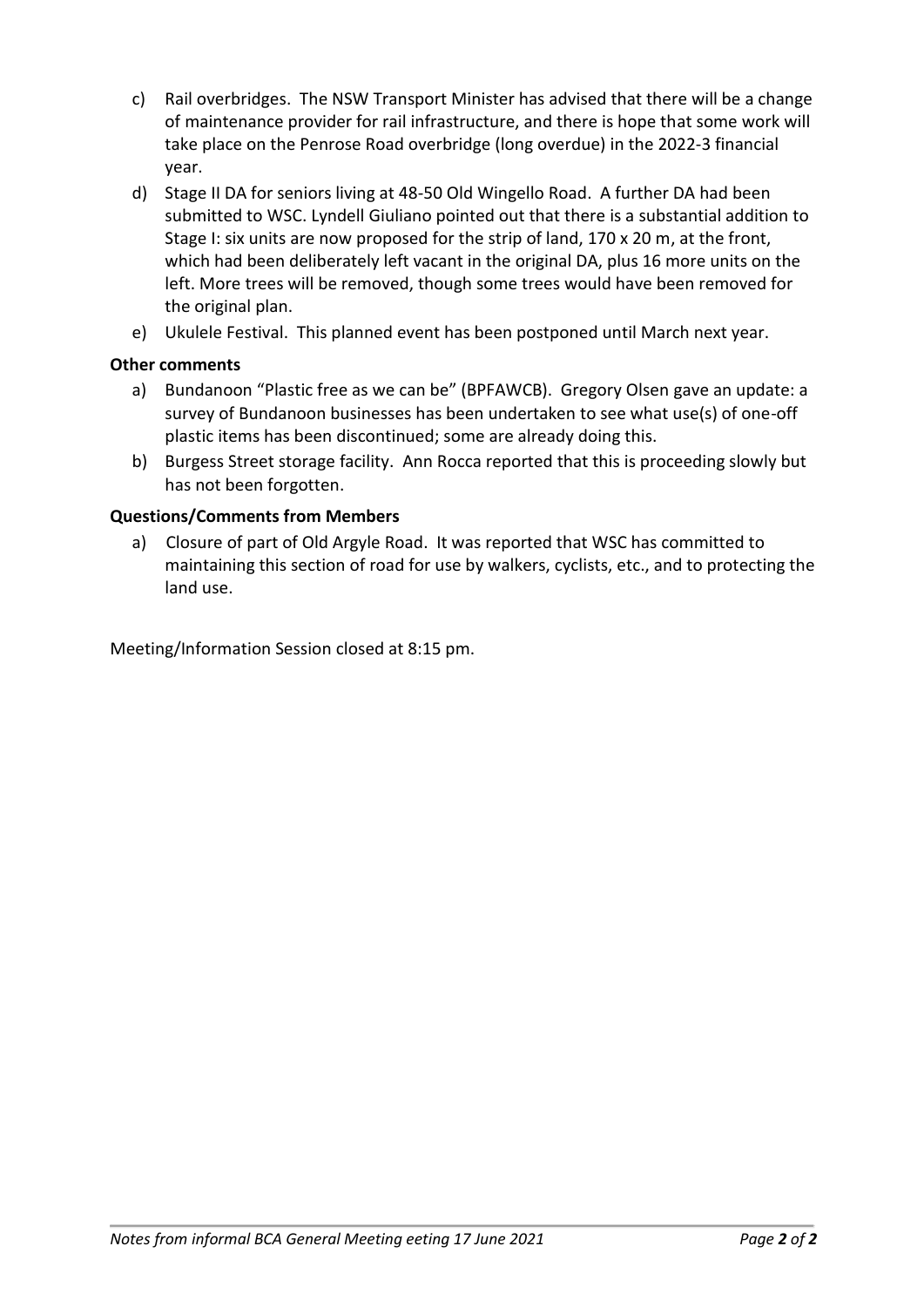c) Rail overbridges. The NSW Transport Minister has advised that there will be a change of maintenance provider for rail infrastructure, and there is hope that some work will take place on the Penrose Road overbridge (long overdue) in the 2022-3 financial year.

d) Stage II DA for seniors living at 48-50 Old Wingello Road. A further DA had been submitted to WSC. Lyndell Giuliano pointed out that there is a substantial addition to Stage I: six units are now proposed for the strip of land, 170 x 20 m, at the front, which had been deliberately left vacant in the original DA, plus 16 more units on the left. More trees will be removed, though some trees would have been removed for the original plan.

e) Ukulele Festival. This planned event has been postponed until March next year.

**Other comments**

a) Bundanoon "Plastic free as we can be" (BPFAWCB). Gregory Olsen gave an update: a survey of Bundanoon businesses has been undertaken to see what use(s) of one-off plastic items has been discontinued; some are already doing this.

b) Burgess Street storage facility. Ann Rocca reported that this is proceeding slowly but has not been forgotten.

**Questions/Comments from Members**

a) Closure of part of Old Argyle Road. It was reported that WSC has committed to maintaining this section of road for use by walkers, cyclists, etc., and to protecting the land use.

Meeting/Information Session closed at 8:15 pm.